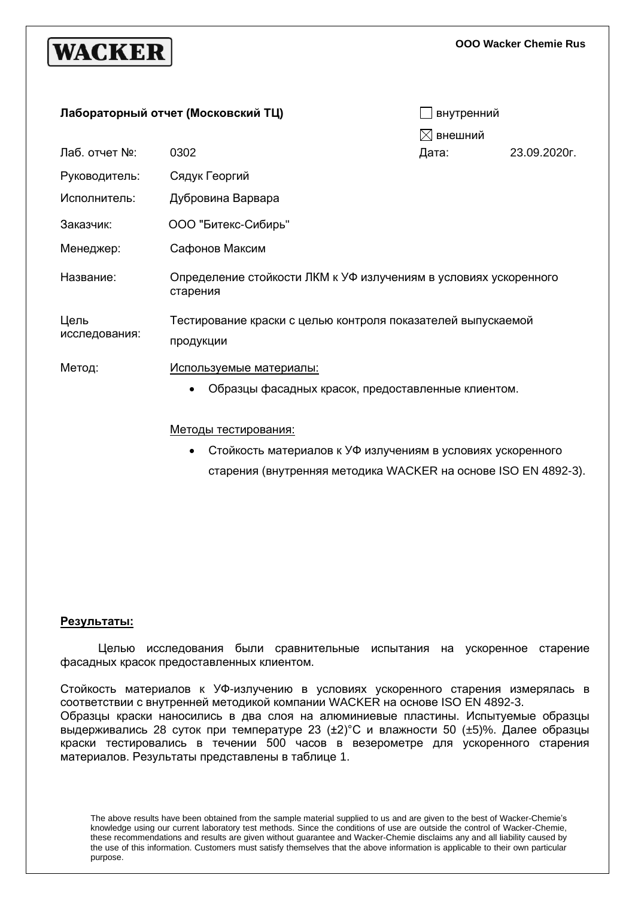**WACKER**

**ООО Wacker Chemie Rus**

**Лабораторный отчет (Московский ТЦ)**

☐ внутренний

☒ внешний

| | | | |
|---|---|---|---|
| Лаб. отчет №: | 0302 | Дата: | 23.09.2020г. |
| Руководитель: | Сядук Георгий | | |
| Исполнитель: | Дубровина Варвара | | |
| Заказчик: | ООО "Битекс-Сибирь" | | |
| Менеджер: | Сафонов Максим | | |
| Название: | Определение стойкости ЛКМ к УФ излучениям в условиях ускоренного старения | | |
| Цель исследования: | Тестирование краски с целью контроля показателей выпускаемой продукции | | |

Метод:

Используемые материалы:

- Образцы фасадных красок, предоставленные клиентом.

Методы тестирования:

- Стойкость материалов к УФ излучениям в условиях ускоренного старения (внутренняя методика WACKER на основе ISO EN 4892-3).

**Результаты:**

Целью исследования были сравнительные испытания на ускоренное старение фасадных красок предоставленных клиентом.

Стойкость материалов к УФ-излучению в условиях ускоренного старения измерялась в соответствии с внутренней методикой компании WACKER на основе ISO EN 4892-3.
Образцы краски наносились в два слоя на алюминиевые пластины. Испытуемые образцы выдерживались 28 суток при температуре 23 (±2)°C и влажности 50 (±5)%. Далее образцы краски тестировались в течении 500 часов в везерометре для ускоренного старения материалов. Результаты представлены в таблице 1.

The above results have been obtained from the sample material supplied to us and are given to the best of Wacker-Chemie's knowledge using our current laboratory test methods. Since the conditions of use are outside the control of Wacker-Chemie, these recommendations and results are given without guarantee and Wacker-Chemie disclaims any and all liability caused by the use of this information. Customers must satisfy themselves that the above information is applicable to their own particular purpose.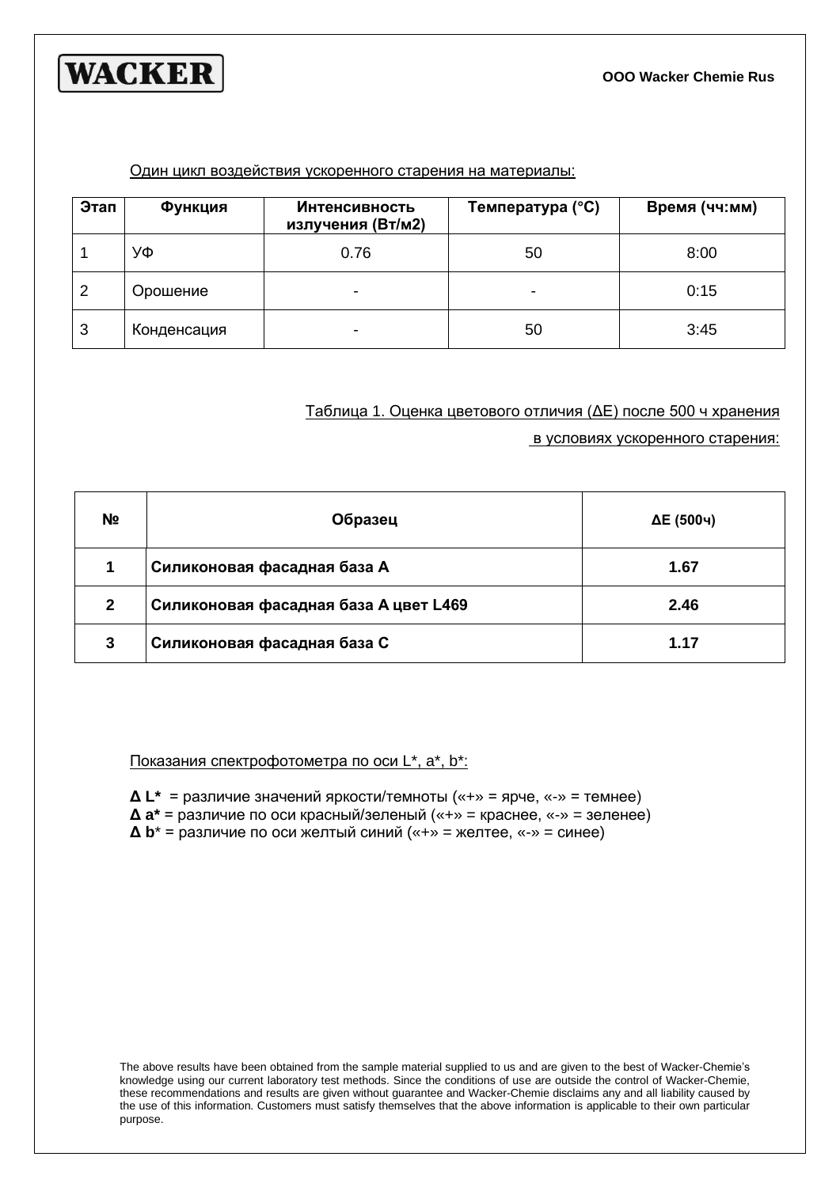Один цикл воздействия ускоренного старения на материалы:

| Этап | Функция | Интенсивность излучения (Вт/м2) | Температура (°C) | Время (чч:мм) |
|---|---|---|---|---|
| 1 | УФ | 0.76 | 50 | 8:00 |
| 2 | Орошение | - | - | 0:15 |
| 3 | Конденсация | - | 50 | 3:45 |

Таблица 1. Оценка цветового отличия (ΔE) после 500 ч хранения в условиях ускоренного старения:

| № | Образец | ΔE (500ч) |
|---|---|---|
| **1** | **Силиконовая фасадная база А** | **1.67** |
| **2** | **Силиконовая фасадная база А цвет L469** | **2.46** |
| **3** | **Силиконовая фасадная база С** | **1.17** |

Показания спектрофотометра по оси L*, a*, b*:

**Δ L*** = различие значений яркости/темноты («+» = ярче, «-» = темнее)
**Δ a*** = различие по оси красный/зеленый («+» = краснее, «-» = зеленее)
**Δ b*** = различие по оси желтый синий («+» = желтее, «-» = синее)

The above results have been obtained from the sample material supplied to us and are given to the best of Wacker-Chemie's knowledge using our current laboratory test methods. Since the conditions of use are outside the control of Wacker-Chemie, these recommendations and results are given without guarantee and Wacker-Chemie disclaims any and all liability caused by the use of this information. Customers must satisfy themselves that the above information is applicable to their own particular purpose.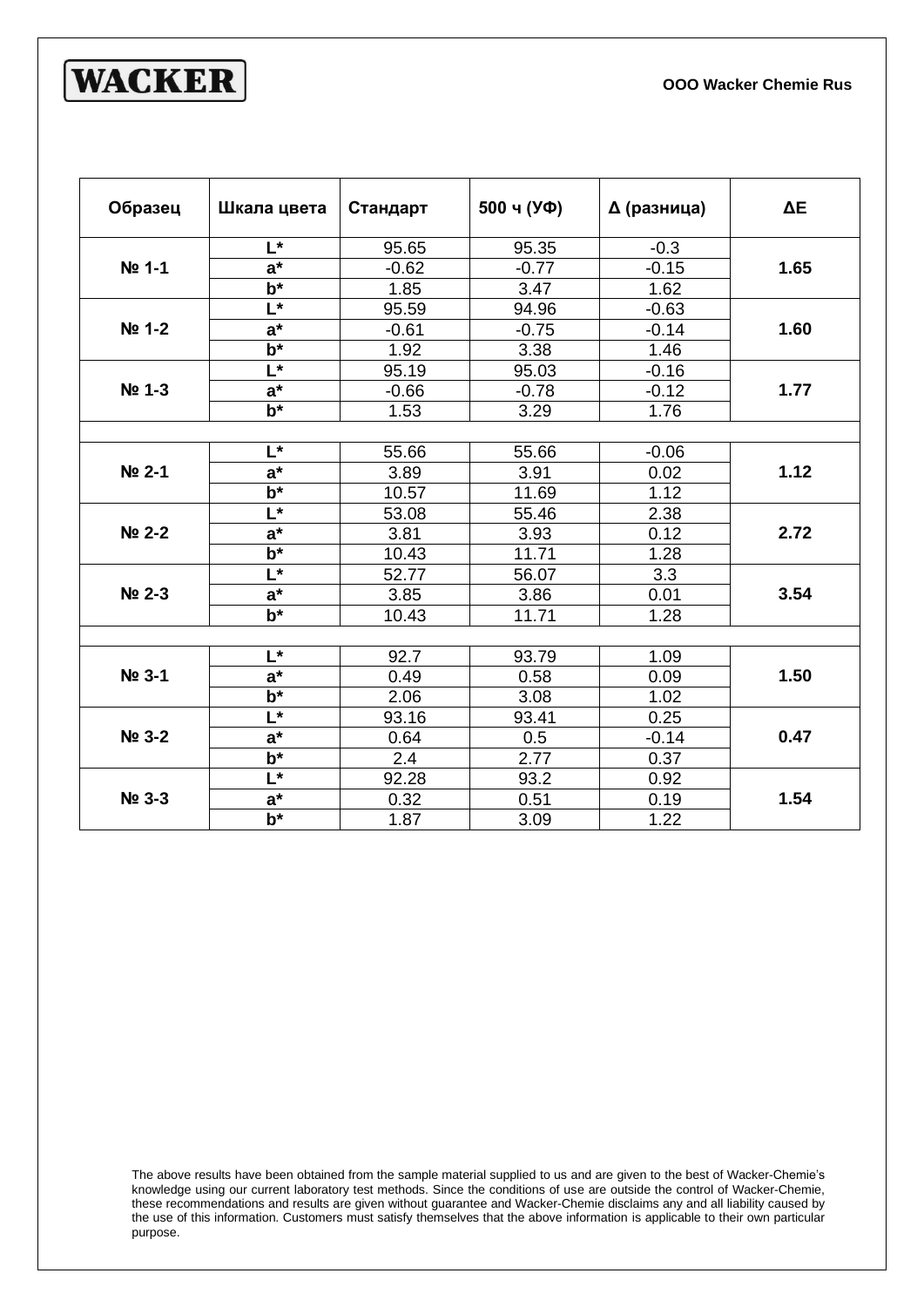**ООО Wacker Chemie Rus**

| Образец | Шкала цвета | Стандарт | 500 ч (УФ) | Δ (разница) | ΔE |
|---|---|---|---|---|---|
| **№ 1-1** | **L*** | 95.65 | 95.35 | -0.3 | **1.65** |
| | **a*** | -0.62 | -0.77 | -0.15 | |
| | **b*** | 1.85 | 3.47 | 1.62 | |
| **№ 1-2** | **L*** | 95.59 | 94.96 | -0.63 | **1.60** |
| | **a*** | -0.61 | -0.75 | -0.14 | |
| | **b*** | 1.92 | 3.38 | 1.46 | |
| **№ 1-3** | **L*** | 95.19 | 95.03 | -0.16 | **1.77** |
| | **a*** | -0.66 | -0.78 | -0.12 | |
| | **b*** | 1.53 | 3.29 | 1.76 | |
| | | | | | |
| **№ 2-1** | **L*** | 55.66 | 55.66 | -0.06 | **1.12** |
| | **a*** | 3.89 | 3.91 | 0.02 | |
| | **b*** | 10.57 | 11.69 | 1.12 | |
| **№ 2-2** | **L*** | 53.08 | 55.46 | 2.38 | **2.72** |
| | **a*** | 3.81 | 3.93 | 0.12 | |
| | **b*** | 10.43 | 11.71 | 1.28 | |
| **№ 2-3** | **L*** | 52.77 | 56.07 | 3.3 | **3.54** |
| | **a*** | 3.85 | 3.86 | 0.01 | |
| | **b*** | 10.43 | 11.71 | 1.28 | |
| | | | | | |
| **№ 3-1** | **L*** | 92.7 | 93.79 | 1.09 | **1.50** |
| | **a*** | 0.49 | 0.58 | 0.09 | |
| | **b*** | 2.06 | 3.08 | 1.02 | |
| **№ 3-2** | **L*** | 93.16 | 93.41 | 0.25 | **0.47** |
| | **a*** | 0.64 | 0.5 | -0.14 | |
| | **b*** | 2.4 | 2.77 | 0.37 | |
| **№ 3-3** | **L*** | 92.28 | 93.2 | 0.92 | **1.54** |
| | **a*** | 0.32 | 0.51 | 0.19 | |
| | **b*** | 1.87 | 3.09 | 1.22 | |

The above results have been obtained from the sample material supplied to us and are given to the best of Wacker-Chemie's knowledge using our current laboratory test methods. Since the conditions of use are outside the control of Wacker-Chemie, these recommendations and results are given without guarantee and Wacker-Chemie disclaims any and all liability caused by the use of this information. Customers must satisfy themselves that the above information is applicable to their own particular purpose.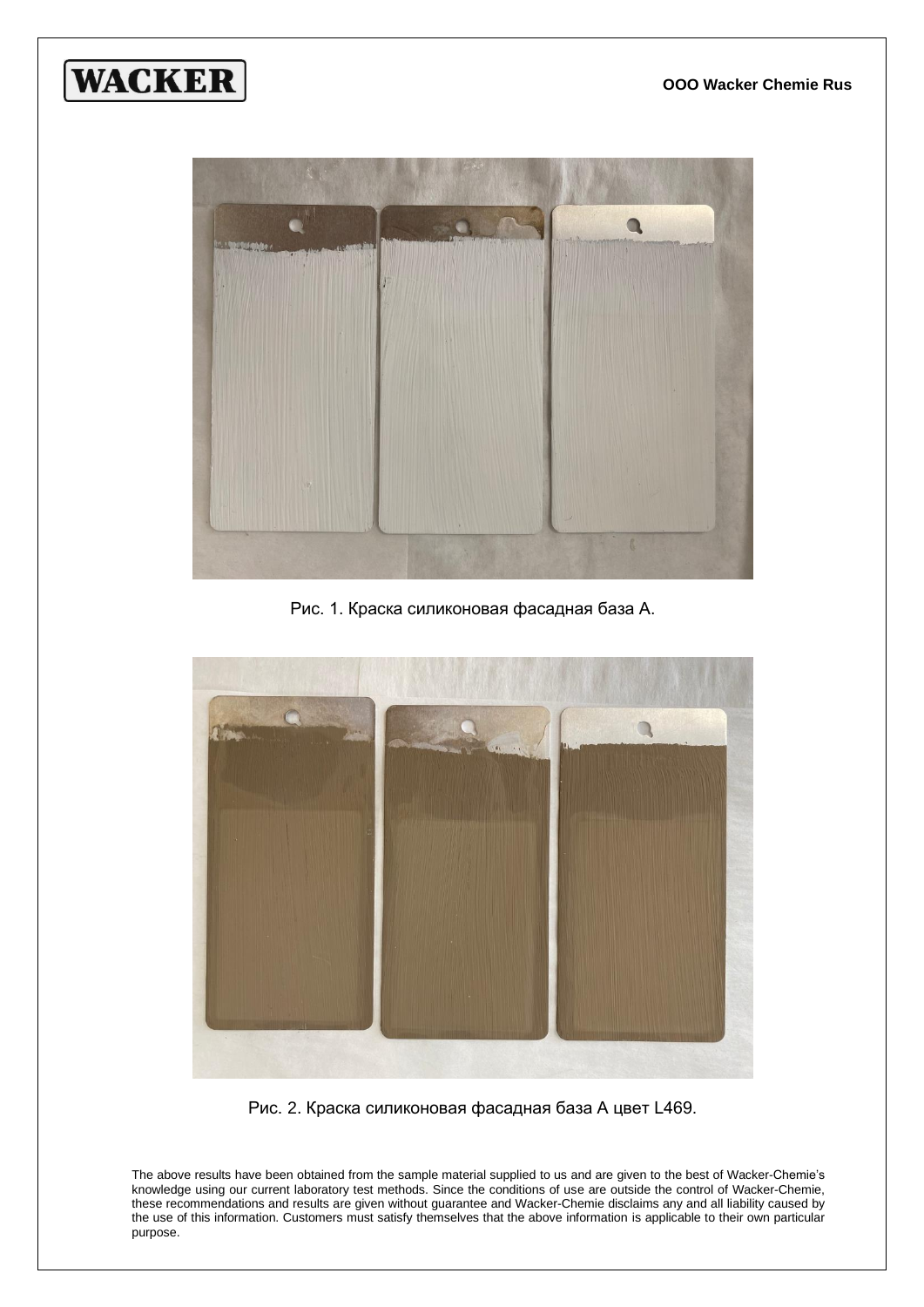Рис. 1. Краска силиконовая фасадная база А.

Рис. 2. Краска силиконовая фасадная база А цвет L469.

The above results have been obtained from the sample material supplied to us and are given to the best of Wacker-Chemie's knowledge using our current laboratory test methods. Since the conditions of use are outside the control of Wacker-Chemie, these recommendations and results are given without guarantee and Wacker-Chemie disclaims any and all liability caused by the use of this information. Customers must satisfy themselves that the above information is applicable to their own particular purpose.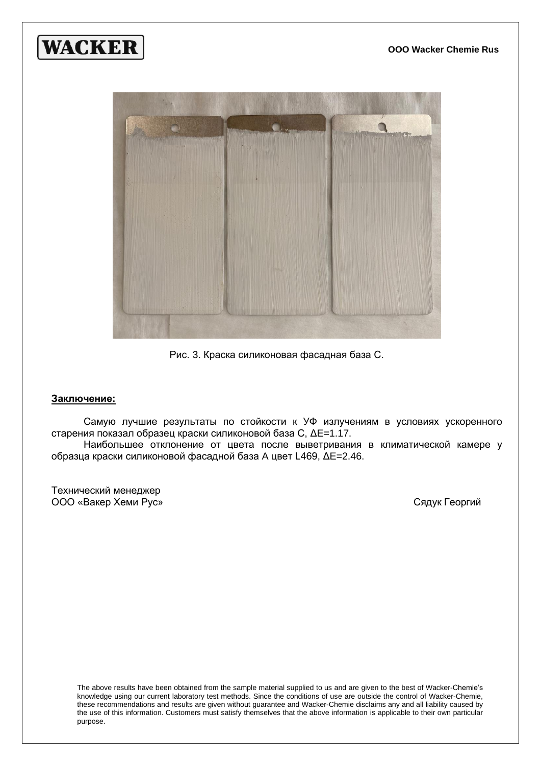Рис. 3. Краска силиконовая фасадная база С.

**Заключение:**

Самую лучшие результаты по стойкости к УФ излучениям в условиях ускоренного старения показал образец краски силиконовой база С, ΔE=1.17.

Наибольшее отклонение от цвета после выветривания в климатической камере у образца краски силиконовой фасадной база А цвет L469, ΔE=2.46.

Технический менеджер
ООО «Вакер Хеми Рус» Сядук Георгий

The above results have been obtained from the sample material supplied to us and are given to the best of Wacker-Chemie's knowledge using our current laboratory test methods. Since the conditions of use are outside the control of Wacker-Chemie, these recommendations and results are given without guarantee and Wacker-Chemie disclaims any and all liability caused by the use of this information. Customers must satisfy themselves that the above information is applicable to their own particular purpose.